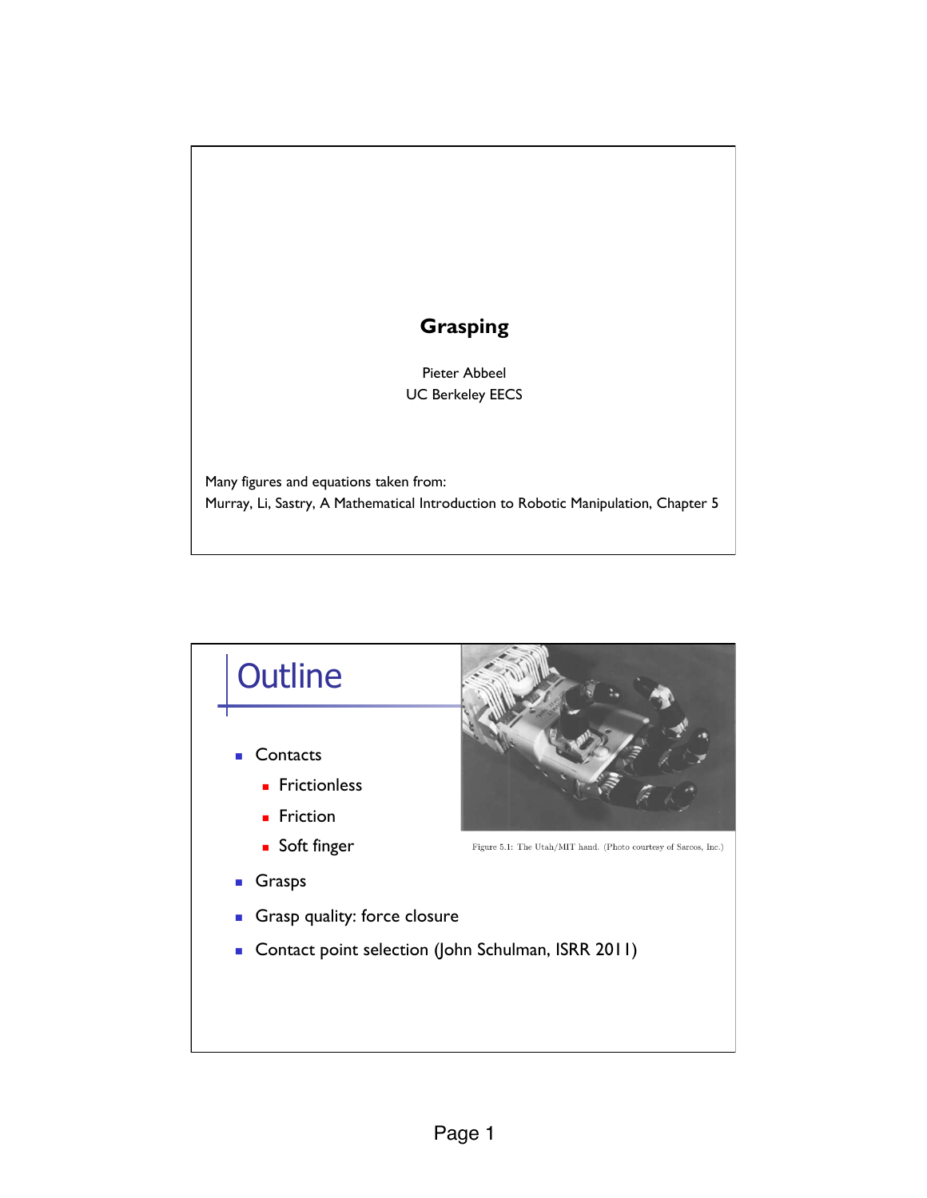# Grasping

Pieter Abbeel
UC Berkeley EECS

Many figures and equations taken from:
Murray, Li, Sastry, A Mathematical Introduction to Robotic Manipulation, Chapter 5

## Outline

- Contacts
  - Frictionless
  - Friction
  - Soft finger
- Grasps
- Grasp quality: force closure
- Contact point selection (John Schulman, ISRR 2011)

Figure 5.1: The Utah/MIT hand. (Photo courtesy of Sarcos, Inc.)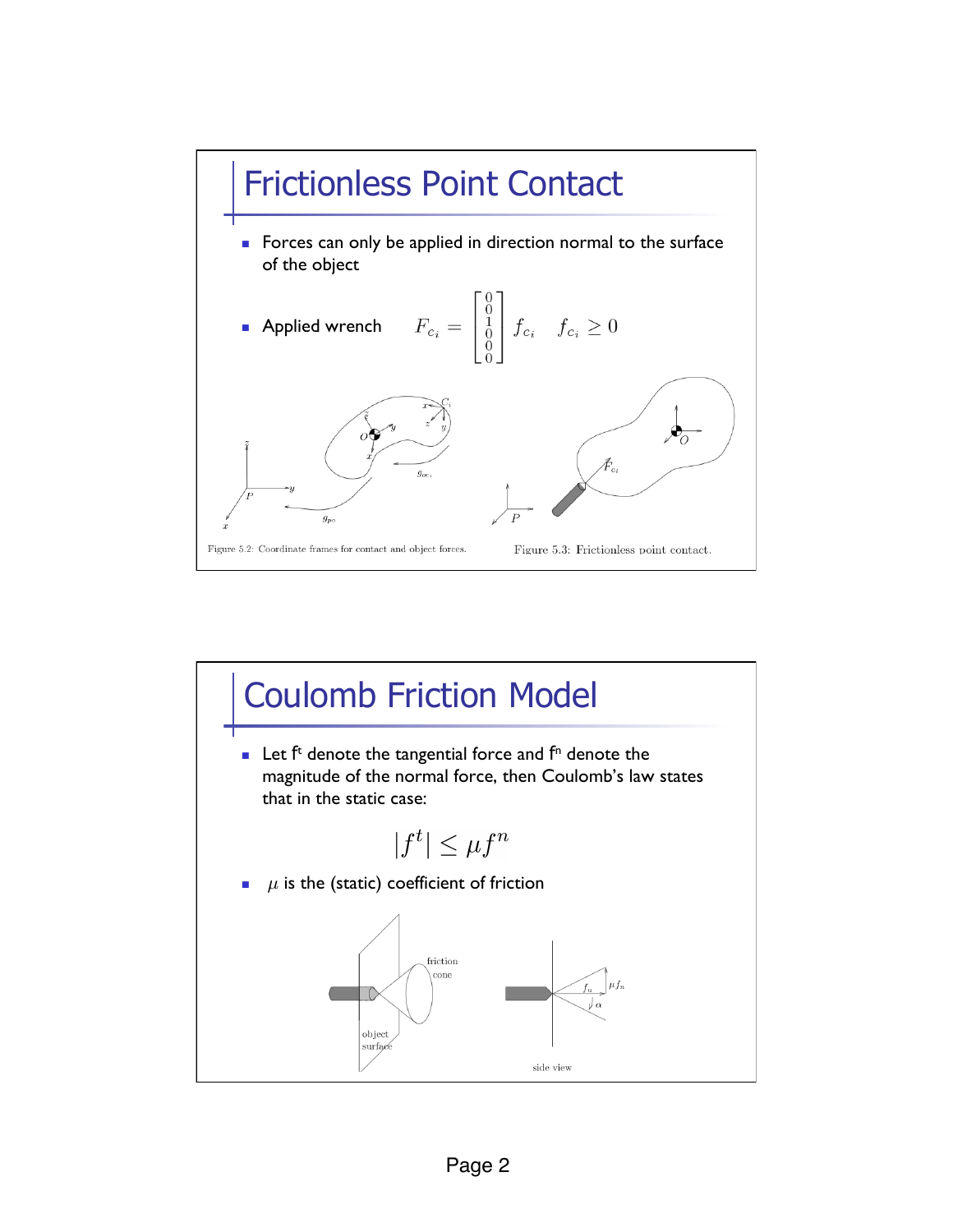## Frictionless Point Contact

- Forces can only be applied in direction normal to the surface of the object
- Applied wrench $F_{c_i} = \begin{bmatrix} 0 \\ 0 \\ 1 \\ 0 \\ 0 \\ 0 \end{bmatrix} f_{c_i} \quad f_{c_i} \geq 0$

Figure 5.2: Coordinate frames for contact and object forces.

Figure 5.3: Frictionless point contact.

## Coulomb Friction Model

- Let $f^t$ denote the tangential force and $f^n$ denote the magnitude of the normal force, then Coulomb's law states that in the static case:

$$|f^t| \leq \mu f^n$$

- $\mu$ is the (static) coefficient of friction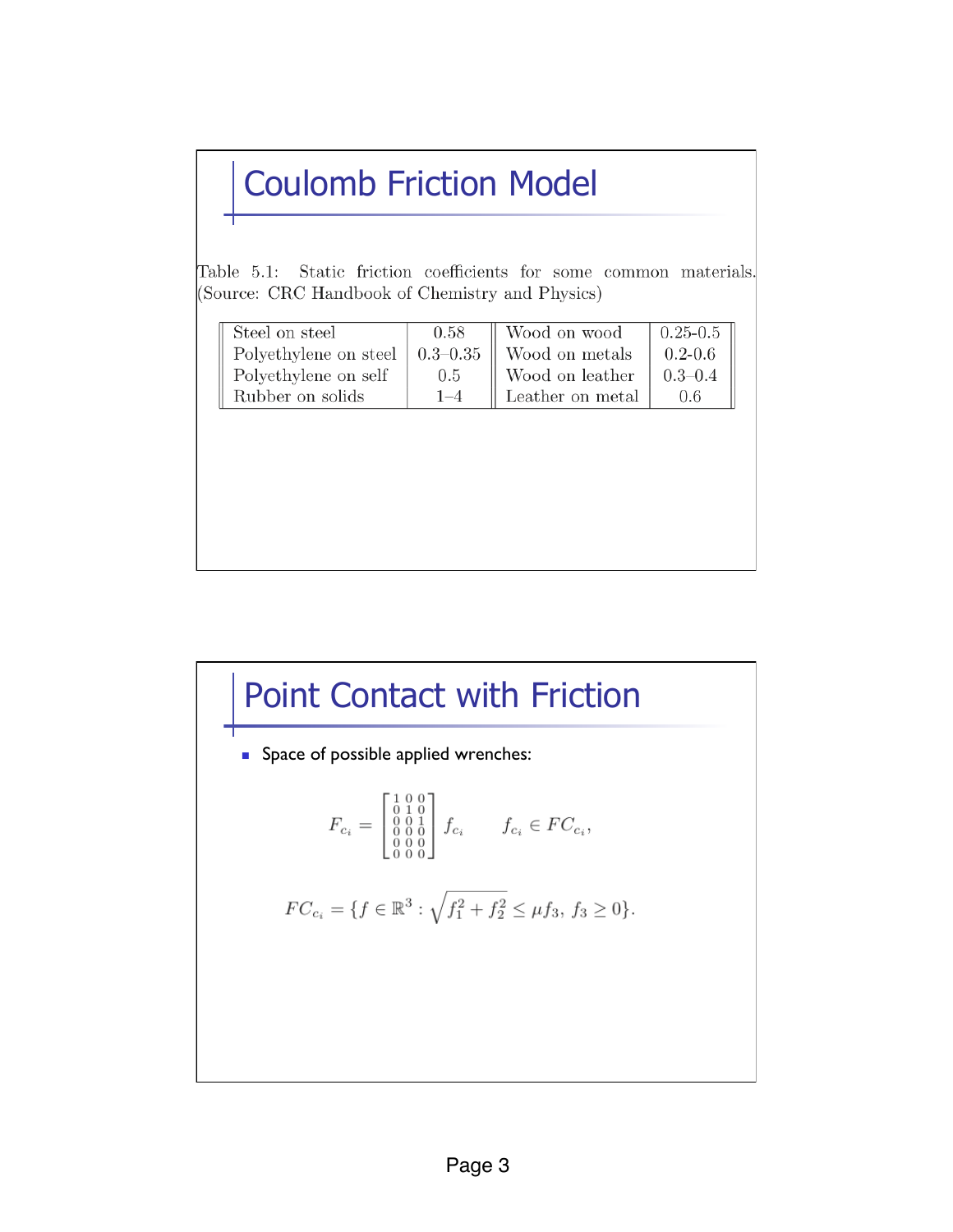# Coulomb Friction Model

Table 5.1: Static friction coefficients for some common materials. (Source: CRC Handbook of Chemistry and Physics)

| Material | Coefficient | Material | Coefficient |
|---|---|---|---|
| Steel on steel | 0.58 | Wood on wood | 0.25-0.5 |
| Polyethylene on steel | 0.3–0.35 | Wood on metals | 0.2-0.6 |
| Polyethylene on self | 0.5 | Wood on leather | 0.3–0.4 |
| Rubber on solids | 1–4 | Leather on metal | 0.6 |

# Point Contact with Friction

- Space of possible applied wrenches:

$$F_{c_i} = \begin{bmatrix} 1 & 0 & 0 \\ 0 & 1 & 0 \\ 0 & 0 & 1 \\ 0 & 0 & 0 \\ 0 & 0 & 0 \\ 0 & 0 & 0 \end{bmatrix} f_{c_i} \qquad f_{c_i} \in FC_{c_i},$$

$$FC_{c_i} = \{f \in \mathbb{R}^3 : \sqrt{f_1^2 + f_2^2} \leq \mu f_3, \, f_3 \geq 0\}.$$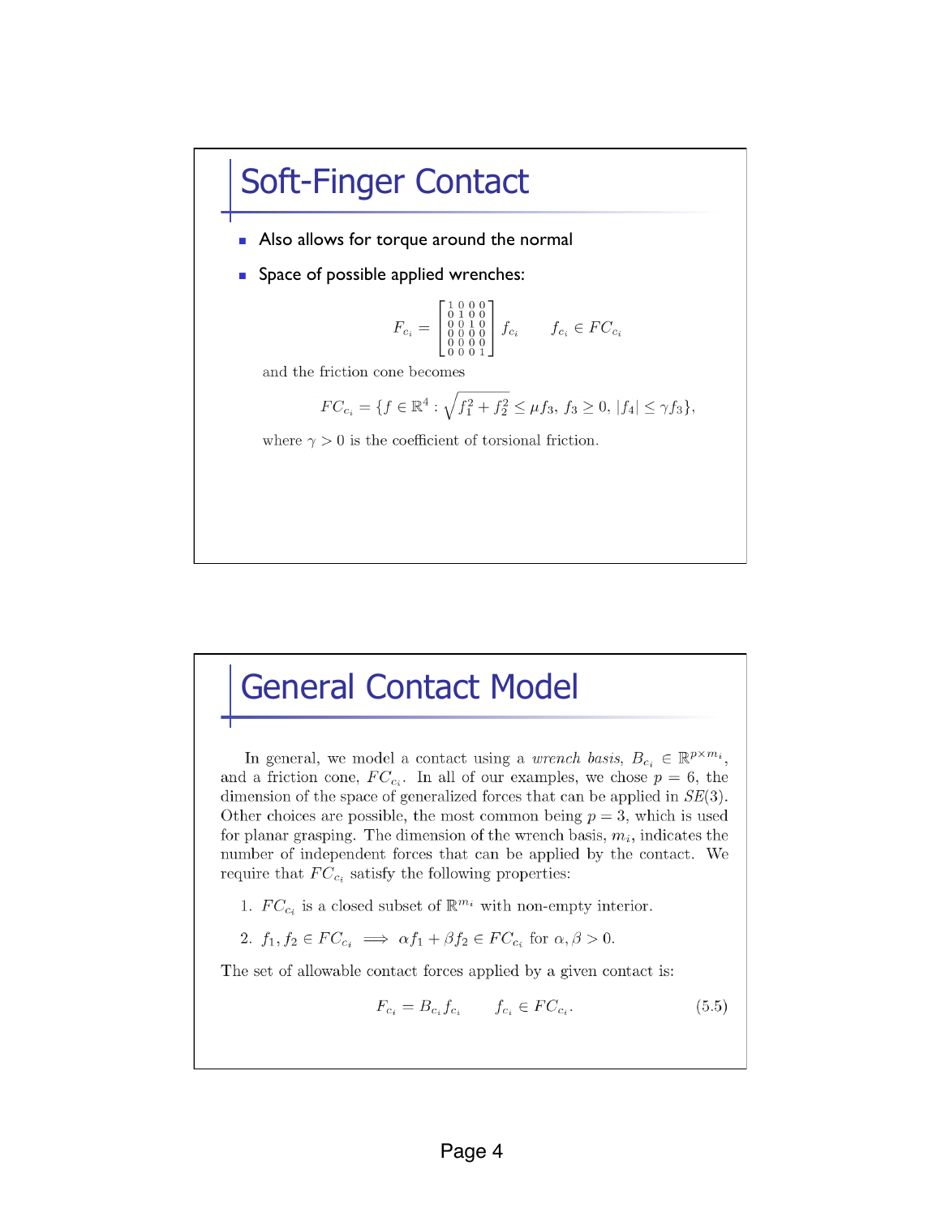# Soft-Finger Contact

- Also allows for torque around the normal
- Space of possible applied wrenches:

$$F_{c_i} = \begin{bmatrix} 1 & 0 & 0 & 0 \\ 0 & 1 & 0 & 0 \\ 0 & 0 & 1 & 0 \\ 0 & 0 & 0 & 0 \\ 0 & 0 & 0 & 0 \\ 0 & 0 & 0 & 1 \end{bmatrix} f_{c_i} \qquad f_{c_i} \in FC_{c_i}$$

and the friction cone becomes

$$FC_{c_i} = \{f \in \mathbb{R}^4 : \sqrt{f_1^2 + f_2^2} \leq \mu f_3,\ f_3 \geq 0,\ |f_4| \leq \gamma f_3\},$$

where $\gamma > 0$ is the coefficient of torsional friction.

# General Contact Model

In general, we model a contact using a *wrench basis*, $B_{c_i} \in \mathbb{R}^{p \times m_i}$, and a friction cone, $FC_{c_i}$. In all of our examples, we chose $p = 6$, the dimension of the space of generalized forces that can be applied in $SE(3)$. Other choices are possible, the most common being $p = 3$, which is used for planar grasping. The dimension of the wrench basis, $m_i$, indicates the number of independent forces that can be applied by the contact. We require that $FC_{c_i}$ satisfy the following properties:

1. $FC_{c_i}$ is a closed subset of $\mathbb{R}^{m_i}$ with non-empty interior.
2. $f_1, f_2 \in FC_{c_i} \implies \alpha f_1 + \beta f_2 \in FC_{c_i}$ for $\alpha, \beta > 0$.

The set of allowable contact forces applied by a given contact is:

$$F_{c_i} = B_{c_i} f_{c_i} \qquad f_{c_i} \in FC_{c_i}. \tag{5.5}$$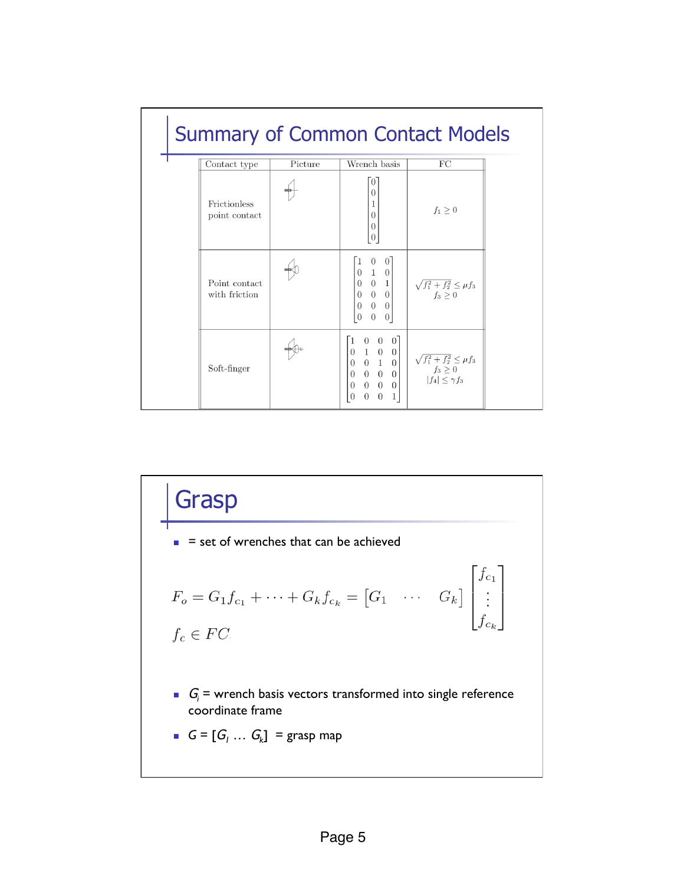## Summary of Common Contact Models

| Contact type | Picture | Wrench basis | FC |
|---|---|---|---|
| Frictionless point contact | | $\begin{bmatrix} 0 \\ 0 \\ 1 \\ 0 \\ 0 \\ 0 \end{bmatrix}$ | $f_1 \geq 0$ |
| Point contact with friction | | $\begin{bmatrix} 1 & 0 & 0 \\ 0 & 1 & 0 \\ 0 & 0 & 1 \\ 0 & 0 & 0 \\ 0 & 0 & 0 \\ 0 & 0 & 0 \end{bmatrix}$ | $\sqrt{f_1^2 + f_2^2} \leq \mu f_3$ <br> $f_3 \geq 0$ |
| Soft-finger | | $\begin{bmatrix} 1 & 0 & 0 & 0 \\ 0 & 1 & 0 & 0 \\ 0 & 0 & 1 & 0 \\ 0 & 0 & 0 & 0 \\ 0 & 0 & 0 & 0 \\ 0 & 0 & 0 & 1 \end{bmatrix}$ | $\sqrt{f_1^2 + f_2^2} \leq \mu f_3$ <br> $f_3 \geq 0$ <br> $\lvert f_4 \rvert \leq \gamma f_3$ |

## Grasp

- = set of wrenches that can be achieved

$$F_o = G_1 f_{c_1} + \cdots + G_k f_{c_k} = \begin{bmatrix} G_1 & \cdots & G_k \end{bmatrix} \begin{bmatrix} f_{c_1} \\ \vdots \\ f_{c_k} \end{bmatrix}$$

$$f_c \in FC$$

- $G_i$ = wrench basis vectors transformed into single reference coordinate frame
- $G = [G_l \ldots G_k]$ = grasp map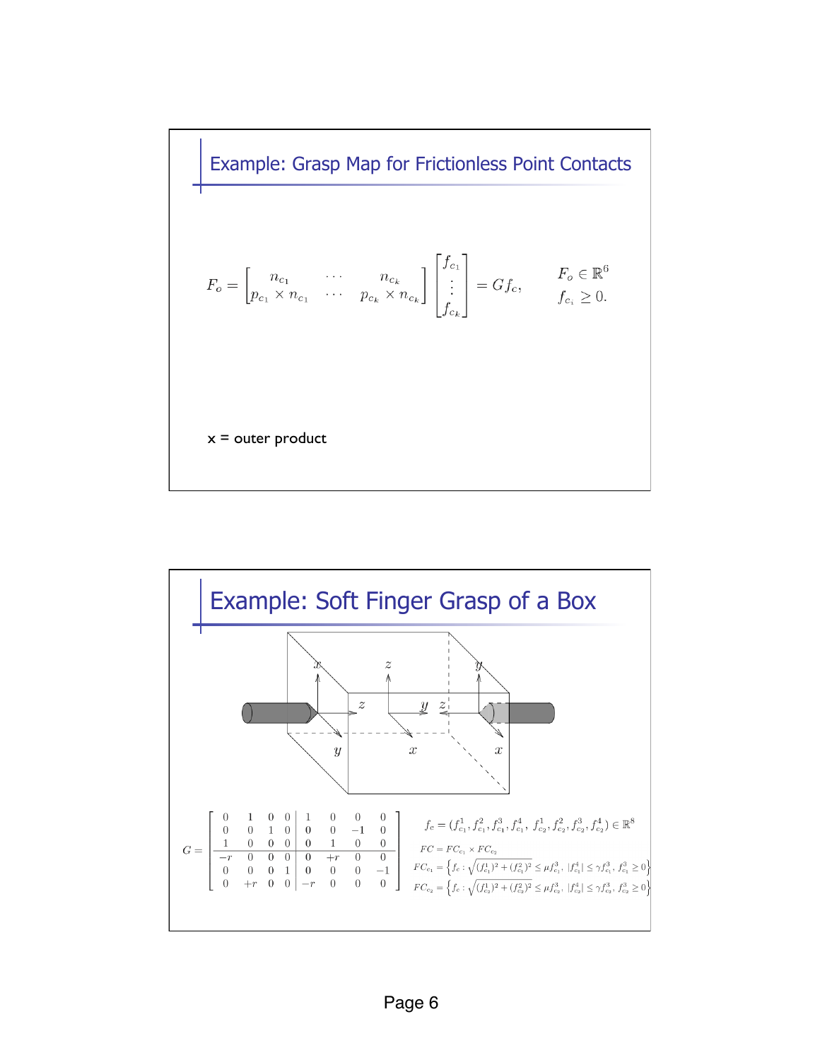## Example: Grasp Map for Frictionless Point Contacts

$$F_o = \begin{bmatrix} n_{c_1} & \cdots & n_{c_k} \\ p_{c_1} \times n_{c_1} & \cdots & p_{c_k} \times n_{c_k} \end{bmatrix} \begin{bmatrix} f_{c_1} \\ \vdots \\ f_{c_k} \end{bmatrix} = G f_c, \qquad \begin{array}{l} F_o \in \mathbb{R}^6 \\ f_{c_i} \geq 0. \end{array}$$

x = outer product

## Example: Soft Finger Grasp of a Box

$$G = \left[\begin{array}{cccc|cccc} 0 & 1 & 0 & 0 & 1 & 0 & 0 & 0 \\ 0 & 0 & 1 & 0 & 0 & 0 & -1 & 0 \\ 1 & 0 & 0 & 0 & 0 & 1 & 0 & 0 \\ \hline -r & 0 & 0 & 0 & 0 & +r & 0 & 0 \\ 0 & 0 & 0 & 1 & 0 & 0 & 0 & -1 \\ 0 & +r & 0 & 0 & -r & 0 & 0 & 0 \end{array}\right]$$

$$f_c = (f_{c_1}^1, f_{c_1}^2, f_{c_1}^3, f_{c_1}^4,\ f_{c_2}^1, f_{c_2}^2, f_{c_2}^3, f_{c_2}^4) \in \mathbb{R}^8$$

$$FC = FC_{c_1} \times FC_{c_2}$$

$$FC_{c_1} = \left\{ f_c : \sqrt{(f_{c_1}^1)^2 + (f_{c_1}^2)^2} \leq \mu f_{c_1}^3,\ |f_{c_1}^4| \leq \gamma f_{c_1}^3,\ f_{c_1}^3 \geq 0 \right\}$$

$$FC_{c_2} = \left\{ f_c : \sqrt{(f_{c_2}^1)^2 + (f_{c_2}^2)^2} \leq \mu f_{c_2}^3,\ |f_{c_2}^4| \leq \gamma f_{c_2}^3,\ f_{c_2}^3 \geq 0 \right\}$$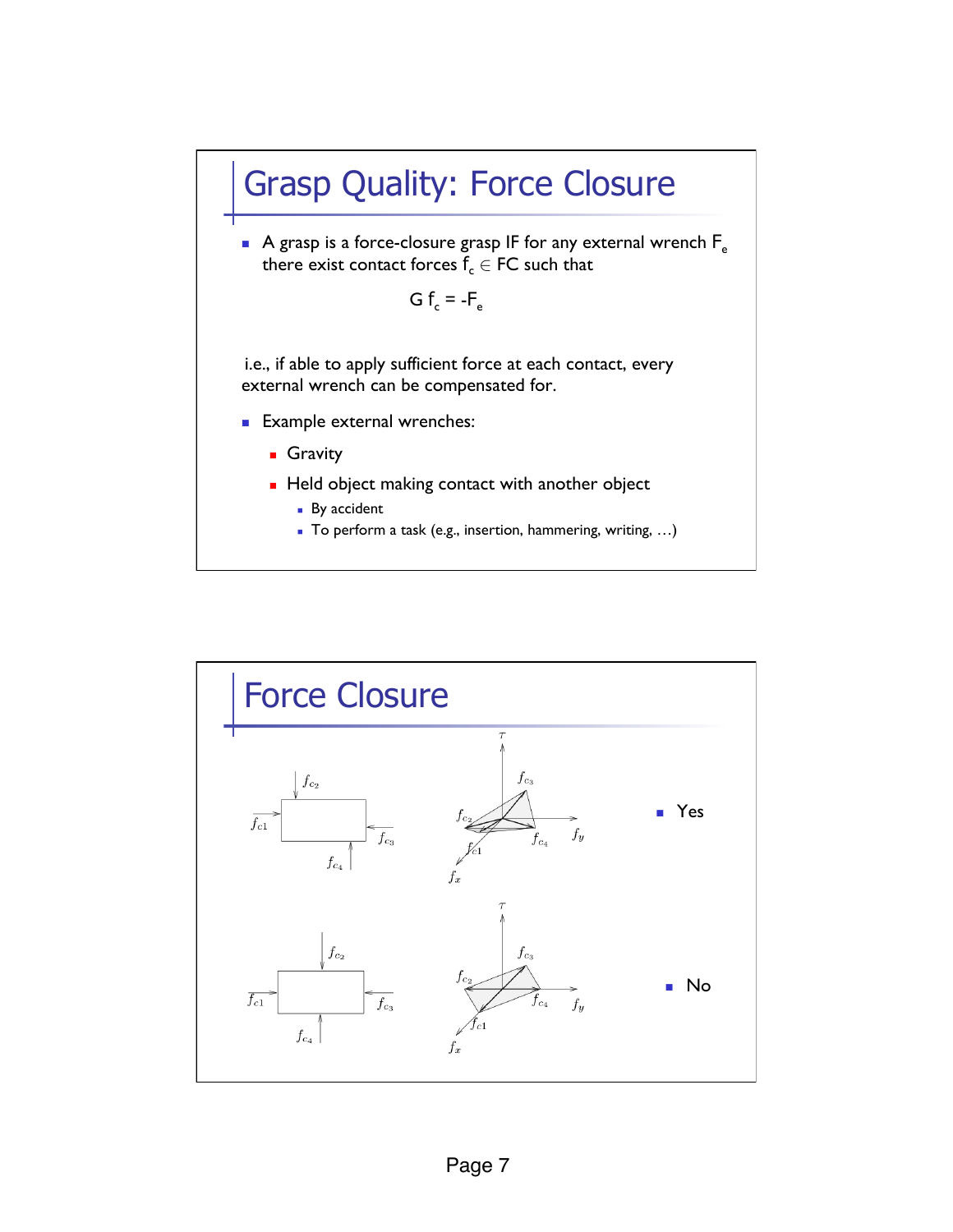# Grasp Quality: Force Closure

- A grasp is a force-closure grasp IF for any external wrench $F_e$ there exist contact forces $f_c \in FC$ such that

$$G f_c = -F_e$$

i.e., if able to apply sufficient force at each contact, every external wrench can be compensated for.

- Example external wrenches:
  - Gravity
  - Held object making contact with another object
    - By accident
    - To perform a task (e.g., insertion, hammering, writing, …)

# Force Closure

- Yes

- No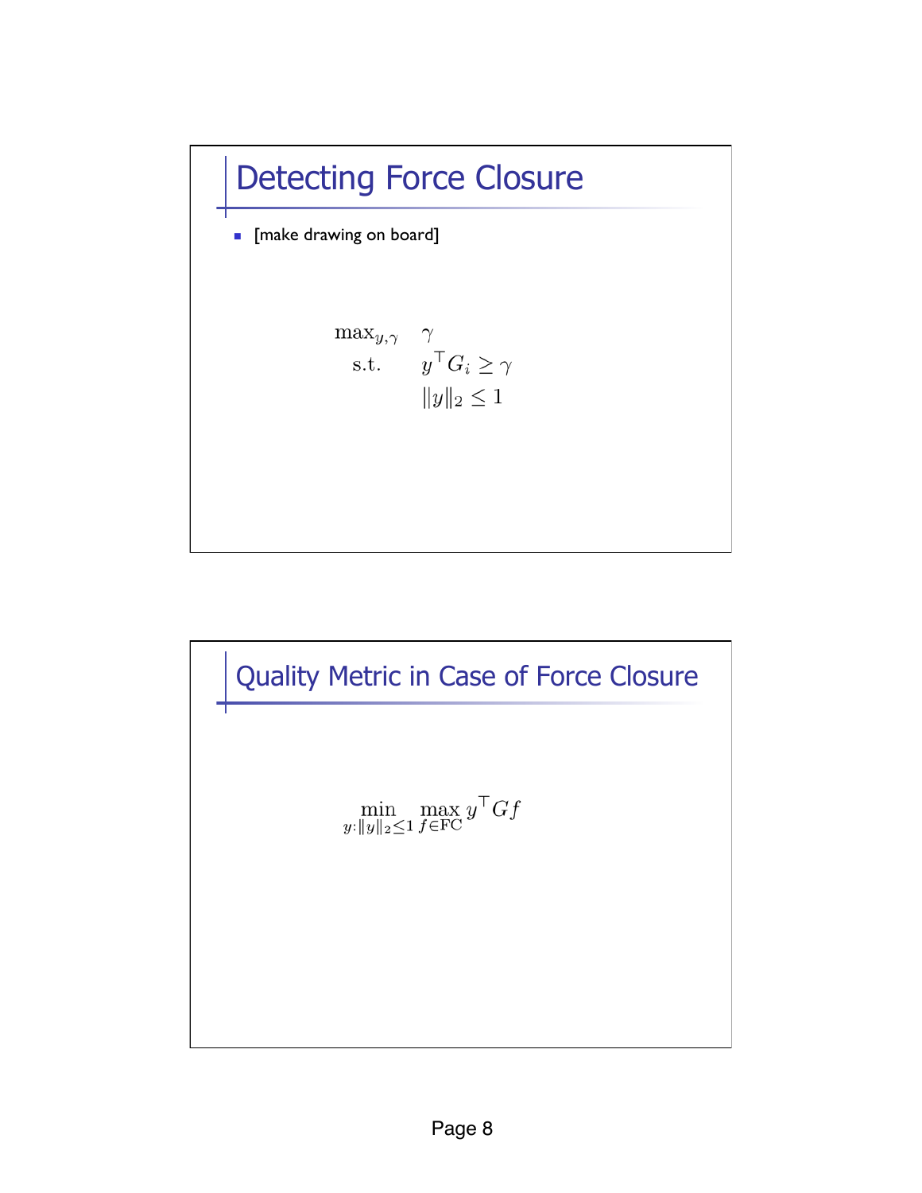## Detecting Force Closure

- [make drawing on board]

$$
\begin{aligned}
\max_{y,\gamma} \quad & \gamma \\
\text{s.t.} \quad & y^\top G_i \geq \gamma \\
& \|y\|_2 \leq 1
\end{aligned}
$$

## Quality Metric in Case of Force Closure

$$
\min_{y:\|y\|_2 \leq 1} \max_{f \in \text{FC}} y^\top G f
$$